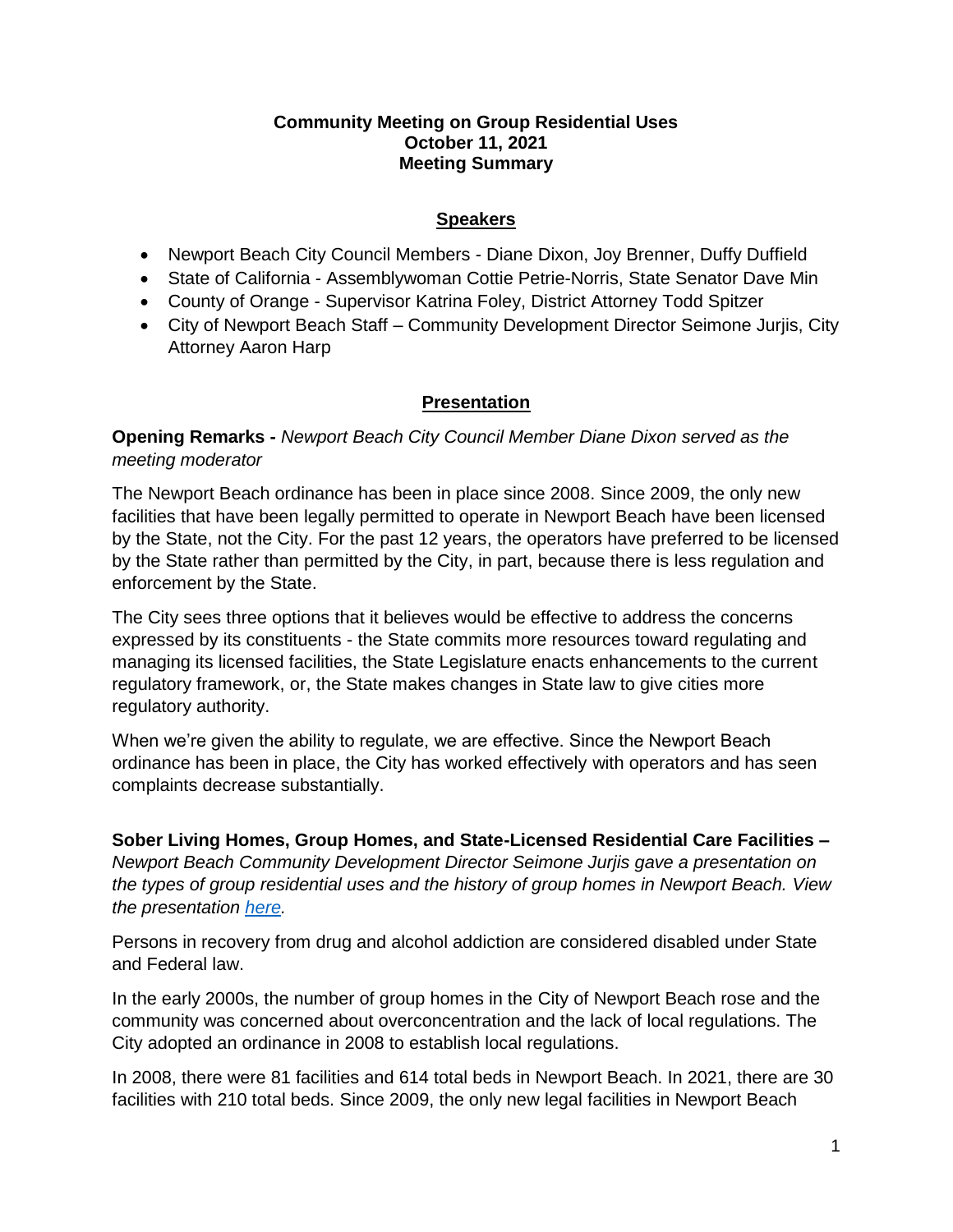**Community Meeting on Group Residential Uses**
**October 11, 2021**
**Meeting Summary**

## Speakers

- Newport Beach City Council Members - Diane Dixon, Joy Brenner, Duffy Duffield
- State of California - Assemblywoman Cottie Petrie-Norris, State Senator Dave Min
- County of Orange - Supervisor Katrina Foley, District Attorney Todd Spitzer
- City of Newport Beach Staff – Community Development Director Seimone Jurjis, City Attorney Aaron Harp

## Presentation

**Opening Remarks -** *Newport Beach City Council Member Diane Dixon served as the meeting moderator*

The Newport Beach ordinance has been in place since 2008. Since 2009, the only new facilities that have been legally permitted to operate in Newport Beach have been licensed by the State, not the City. For the past 12 years, the operators have preferred to be licensed by the State rather than permitted by the City, in part, because there is less regulation and enforcement by the State.

The City sees three options that it believes would be effective to address the concerns expressed by its constituents - the State commits more resources toward regulating and managing its licensed facilities, the State Legislature enacts enhancements to the current regulatory framework, or, the State makes changes in State law to give cities more regulatory authority.

When we're given the ability to regulate, we are effective. Since the Newport Beach ordinance has been in place, the City has worked effectively with operators and has seen complaints decrease substantially.

**Sober Living Homes, Group Homes, and State-Licensed Residential Care Facilities –** *Newport Beach Community Development Director Seimone Jurjis gave a presentation on the types of group residential uses and the history of group homes in Newport Beach. View the presentation [here](here).*

Persons in recovery from drug and alcohol addiction are considered disabled under State and Federal law.

In the early 2000s, the number of group homes in the City of Newport Beach rose and the community was concerned about overconcentration and the lack of local regulations. The City adopted an ordinance in 2008 to establish local regulations.

In 2008, there were 81 facilities and 614 total beds in Newport Beach. In 2021, there are 30 facilities with 210 total beds. Since 2009, the only new legal facilities in Newport Beach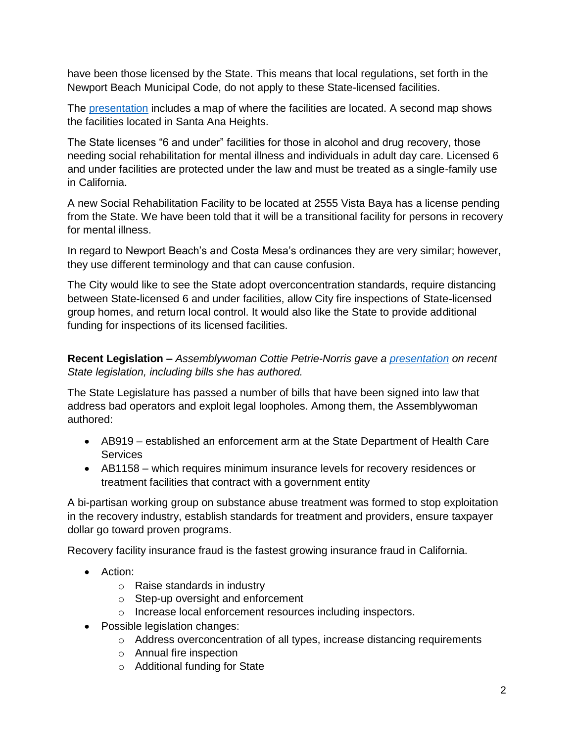have been those licensed by the State. This means that local regulations, set forth in the Newport Beach Municipal Code, do not apply to these State-licensed facilities.

The [presentation](#) includes a map of where the facilities are located. A second map shows the facilities located in Santa Ana Heights.

The State licenses "6 and under" facilities for those in alcohol and drug recovery, those needing social rehabilitation for mental illness and individuals in adult day care. Licensed 6 and under facilities are protected under the law and must be treated as a single-family use in California.

A new Social Rehabilitation Facility to be located at 2555 Vista Baya has a license pending from the State. We have been told that it will be a transitional facility for persons in recovery for mental illness.

In regard to Newport Beach's and Costa Mesa's ordinances they are very similar; however, they use different terminology and that can cause confusion.

The City would like to see the State adopt overconcentration standards, require distancing between State-licensed 6 and under facilities, allow City fire inspections of State-licensed group homes, and return local control. It would also like the State to provide additional funding for inspections of its licensed facilities.

**Recent Legislation –** *Assemblywoman Cottie Petrie-Norris gave a [presentation](#) on recent State legislation, including bills she has authored.*

The State Legislature has passed a number of bills that have been signed into law that address bad operators and exploit legal loopholes. Among them, the Assemblywoman authored:

- AB919 – established an enforcement arm at the State Department of Health Care Services
- AB1158 – which requires minimum insurance levels for recovery residences or treatment facilities that contract with a government entity

A bi-partisan working group on substance abuse treatment was formed to stop exploitation in the recovery industry, establish standards for treatment and providers, ensure taxpayer dollar go toward proven programs.

Recovery facility insurance fraud is the fastest growing insurance fraud in California.

- Action:
  - Raise standards in industry
  - Step-up oversight and enforcement
  - Increase local enforcement resources including inspectors.
- Possible legislation changes:
  - Address overconcentration of all types, increase distancing requirements
  - Annual fire inspection
  - Additional funding for State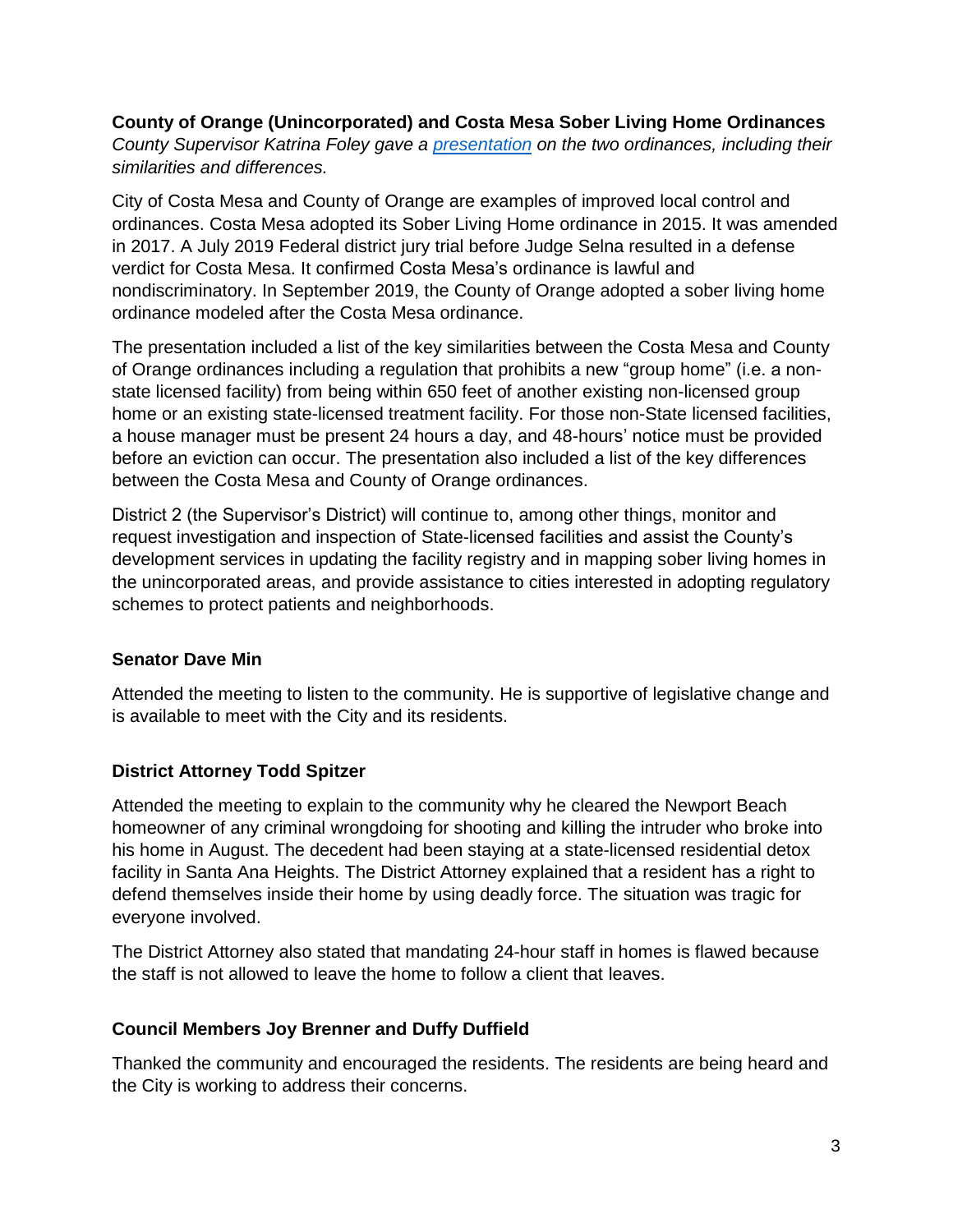**County of Orange (Unincorporated) and Costa Mesa Sober Living Home Ordinances**

*County Supervisor Katrina Foley gave a [presentation](presentation) on the two ordinances, including their similarities and differences.*

City of Costa Mesa and County of Orange are examples of improved local control and ordinances. Costa Mesa adopted its Sober Living Home ordinance in 2015. It was amended in 2017. A July 2019 Federal district jury trial before Judge Selna resulted in a defense verdict for Costa Mesa. It confirmed Costa Mesa's ordinance is lawful and nondiscriminatory. In September 2019, the County of Orange adopted a sober living home ordinance modeled after the Costa Mesa ordinance.

The presentation included a list of the key similarities between the Costa Mesa and County of Orange ordinances including a regulation that prohibits a new "group home" (i.e. a non-state licensed facility) from being within 650 feet of another existing non-licensed group home or an existing state-licensed treatment facility. For those non-State licensed facilities, a house manager must be present 24 hours a day, and 48-hours' notice must be provided before an eviction can occur. The presentation also included a list of the key differences between the Costa Mesa and County of Orange ordinances.

District 2 (the Supervisor's District) will continue to, among other things, monitor and request investigation and inspection of State-licensed facilities and assist the County's development services in updating the facility registry and in mapping sober living homes in the unincorporated areas, and provide assistance to cities interested in adopting regulatory schemes to protect patients and neighborhoods.

**Senator Dave Min**

Attended the meeting to listen to the community. He is supportive of legislative change and is available to meet with the City and its residents.

**District Attorney Todd Spitzer**

Attended the meeting to explain to the community why he cleared the Newport Beach homeowner of any criminal wrongdoing for shooting and killing the intruder who broke into his home in August. The decedent had been staying at a state-licensed residential detox facility in Santa Ana Heights. The District Attorney explained that a resident has a right to defend themselves inside their home by using deadly force. The situation was tragic for everyone involved.

The District Attorney also stated that mandating 24-hour staff in homes is flawed because the staff is not allowed to leave the home to follow a client that leaves.

**Council Members Joy Brenner and Duffy Duffield**

Thanked the community and encouraged the residents. The residents are being heard and the City is working to address their concerns.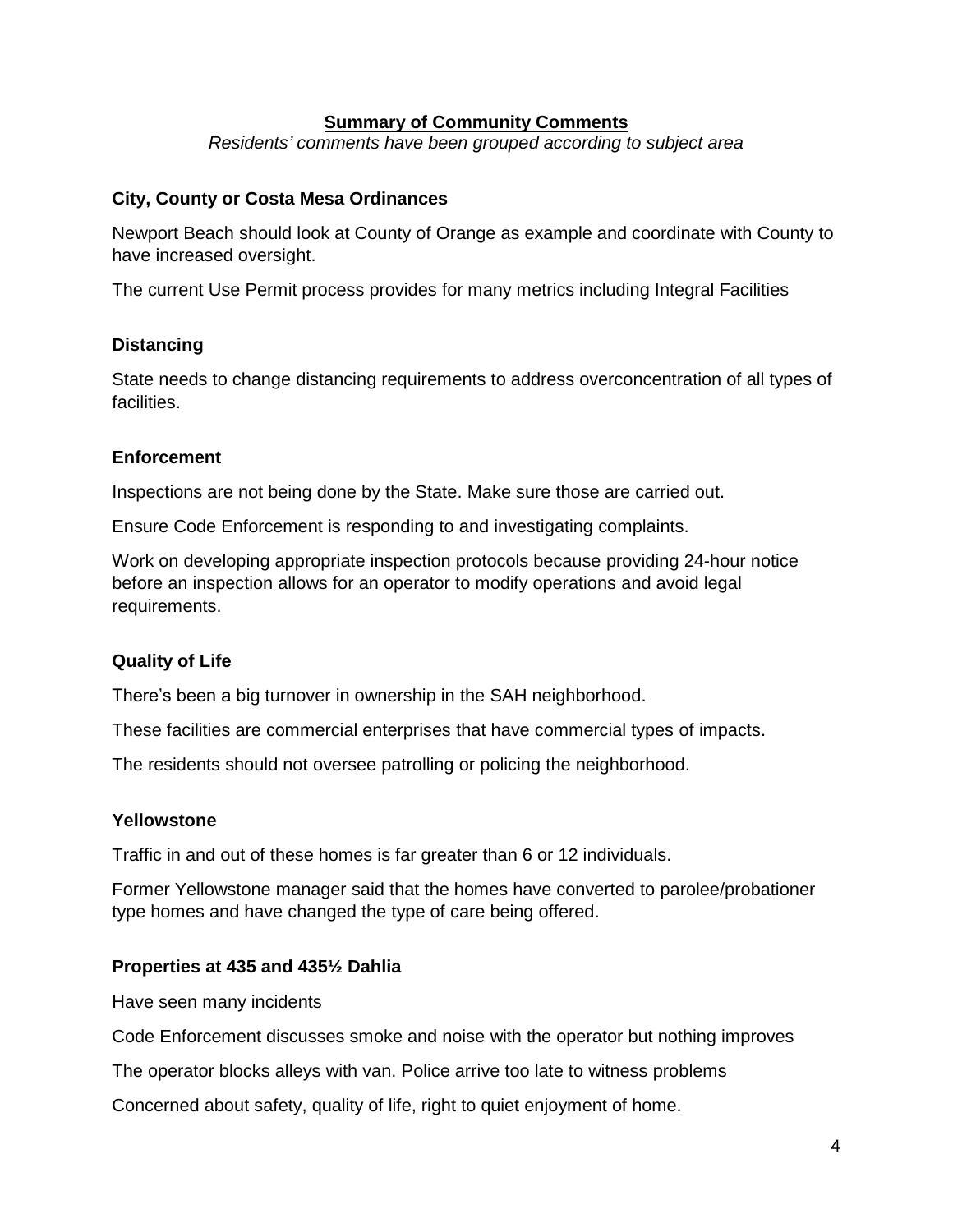## Summary of Community Comments

*Residents' comments have been grouped according to subject area*

### City, County or Costa Mesa Ordinances

Newport Beach should look at County of Orange as example and coordinate with County to have increased oversight.

The current Use Permit process provides for many metrics including Integral Facilities

### Distancing

State needs to change distancing requirements to address overconcentration of all types of facilities.

### Enforcement

Inspections are not being done by the State. Make sure those are carried out.

Ensure Code Enforcement is responding to and investigating complaints.

Work on developing appropriate inspection protocols because providing 24-hour notice before an inspection allows for an operator to modify operations and avoid legal requirements.

### Quality of Life

There's been a big turnover in ownership in the SAH neighborhood.

These facilities are commercial enterprises that have commercial types of impacts.

The residents should not oversee patrolling or policing the neighborhood.

### Yellowstone

Traffic in and out of these homes is far greater than 6 or 12 individuals.

Former Yellowstone manager said that the homes have converted to parolee/probationer type homes and have changed the type of care being offered.

### Properties at 435 and 435½ Dahlia

Have seen many incidents

Code Enforcement discusses smoke and noise with the operator but nothing improves

The operator blocks alleys with van. Police arrive too late to witness problems

Concerned about safety, quality of life, right to quiet enjoyment of home.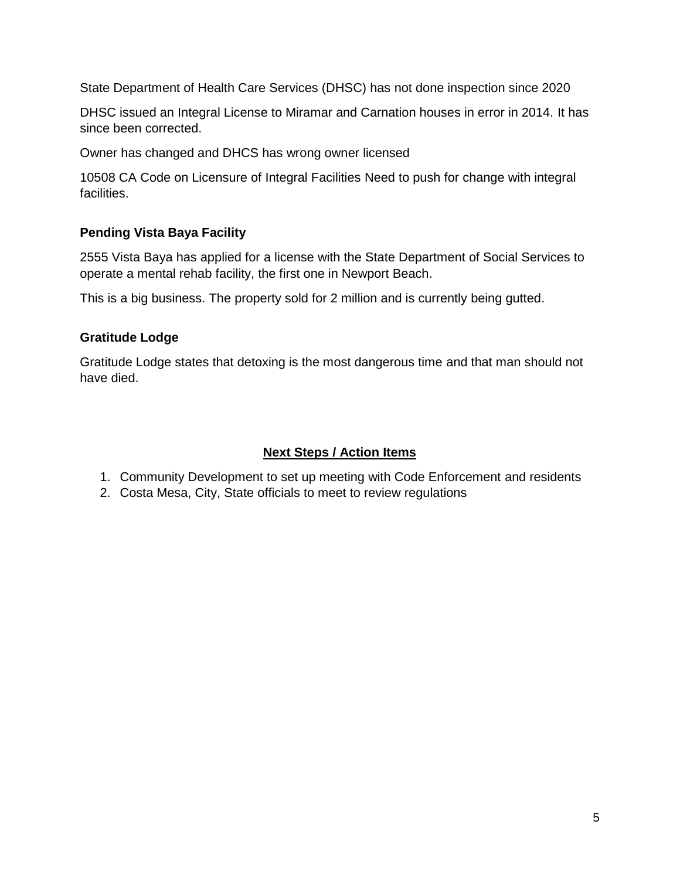State Department of Health Care Services (DHSC) has not done inspection since 2020

DHSC issued an Integral License to Miramar and Carnation houses in error in 2014. It has since been corrected.

Owner has changed and DHCS has wrong owner licensed

10508 CA Code on Licensure of Integral Facilities Need to push for change with integral facilities.

### Pending Vista Baya Facility

2555 Vista Baya has applied for a license with the State Department of Social Services to operate a mental rehab facility, the first one in Newport Beach.

This is a big business. The property sold for 2 million and is currently being gutted.

### Gratitude Lodge

Gratitude Lodge states that detoxing is the most dangerous time and that man should not have died.

## Next Steps / Action Items

1. Community Development to set up meeting with Code Enforcement and residents
2. Costa Mesa, City, State officials to meet to review regulations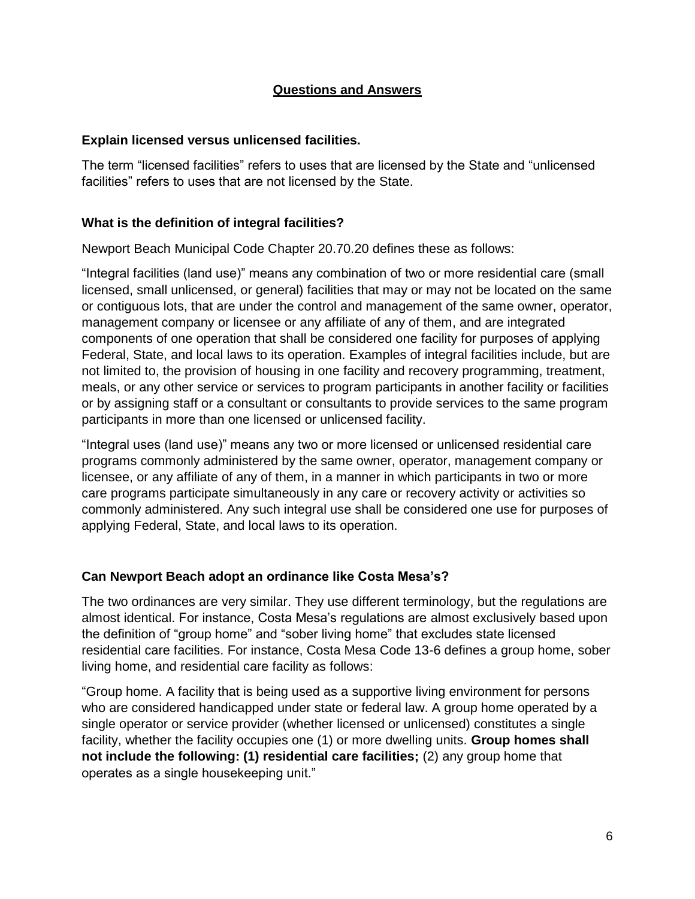## Questions and Answers

### Explain licensed versus unlicensed facilities.

The term "licensed facilities" refers to uses that are licensed by the State and "unlicensed facilities" refers to uses that are not licensed by the State.

### What is the definition of integral facilities?

Newport Beach Municipal Code Chapter 20.70.20 defines these as follows:

"Integral facilities (land use)" means any combination of two or more residential care (small licensed, small unlicensed, or general) facilities that may or may not be located on the same or contiguous lots, that are under the control and management of the same owner, operator, management company or licensee or any affiliate of any of them, and are integrated components of one operation that shall be considered one facility for purposes of applying Federal, State, and local laws to its operation. Examples of integral facilities include, but are not limited to, the provision of housing in one facility and recovery programming, treatment, meals, or any other service or services to program participants in another facility or facilities or by assigning staff or a consultant or consultants to provide services to the same program participants in more than one licensed or unlicensed facility.

"Integral uses (land use)" means any two or more licensed or unlicensed residential care programs commonly administered by the same owner, operator, management company or licensee, or any affiliate of any of them, in a manner in which participants in two or more care programs participate simultaneously in any care or recovery activity or activities so commonly administered. Any such integral use shall be considered one use for purposes of applying Federal, State, and local laws to its operation.

### Can Newport Beach adopt an ordinance like Costa Mesa's?

The two ordinances are very similar. They use different terminology, but the regulations are almost identical. For instance, Costa Mesa's regulations are almost exclusively based upon the definition of "group home" and "sober living home" that excludes state licensed residential care facilities. For instance, Costa Mesa Code 13-6 defines a group home, sober living home, and residential care facility as follows:

"Group home. A facility that is being used as a supportive living environment for persons who are considered handicapped under state or federal law. A group home operated by a single operator or service provider (whether licensed or unlicensed) constitutes a single facility, whether the facility occupies one (1) or more dwelling units. **Group homes shall not include the following: (1) residential care facilities;** (2) any group home that operates as a single housekeeping unit."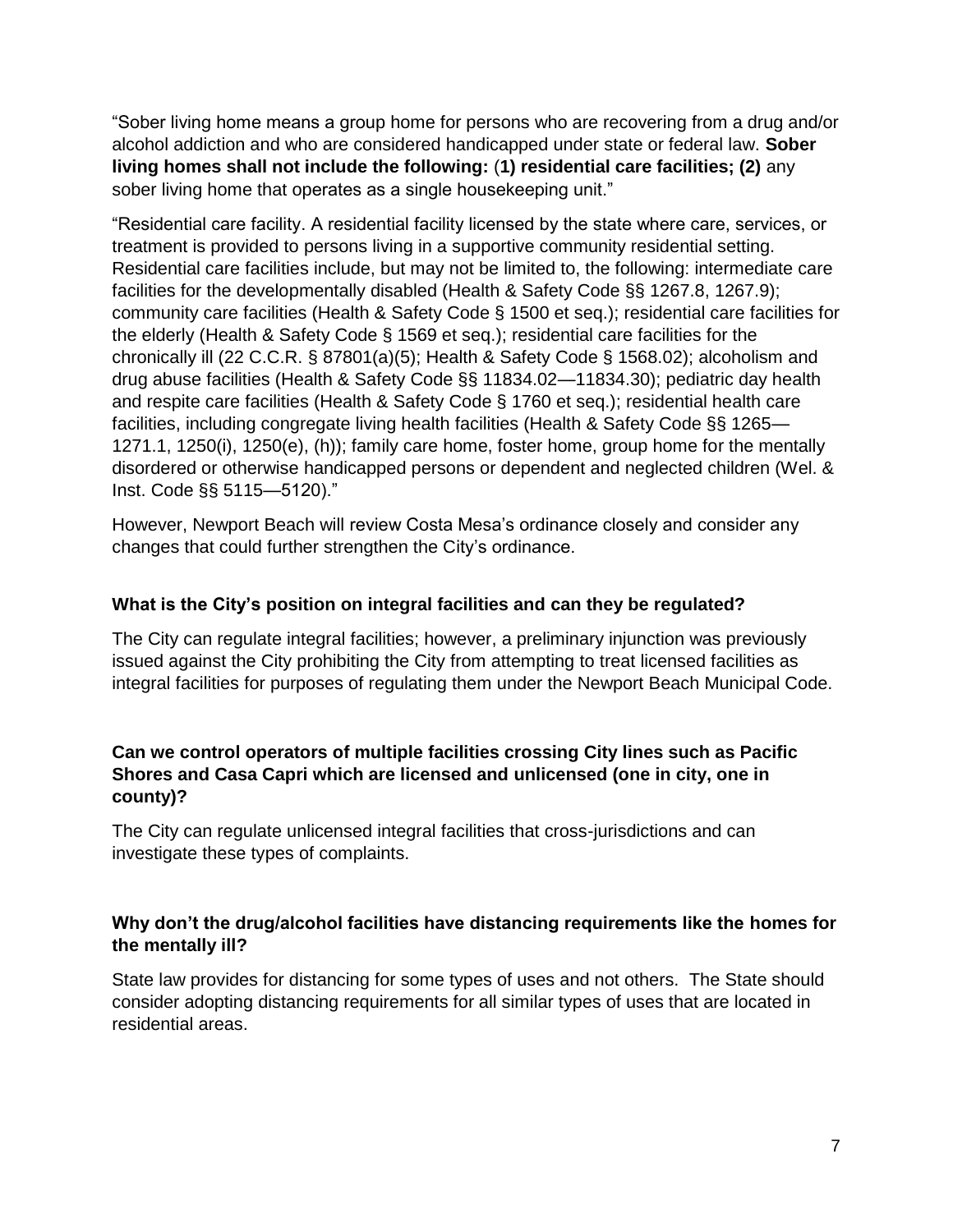"Sober living home means a group home for persons who are recovering from a drug and/or alcohol addiction and who are considered handicapped under state or federal law. **Sober living homes shall not include the following: (1) residential care facilities; (2)** any sober living home that operates as a single housekeeping unit."

"Residential care facility. A residential facility licensed by the state where care, services, or treatment is provided to persons living in a supportive community residential setting. Residential care facilities include, but may not be limited to, the following: intermediate care facilities for the developmentally disabled (Health & Safety Code §§ 1267.8, 1267.9); community care facilities (Health & Safety Code § 1500 et seq.); residential care facilities for the elderly (Health & Safety Code § 1569 et seq.); residential care facilities for the chronically ill (22 C.C.R. § 87801(a)(5); Health & Safety Code § 1568.02); alcoholism and drug abuse facilities (Health & Safety Code §§ 11834.02—11834.30); pediatric day health and respite care facilities (Health & Safety Code § 1760 et seq.); residential health care facilities, including congregate living health facilities (Health & Safety Code §§ 1265—1271.1, 1250(i), 1250(e), (h)); family care home, foster home, group home for the mentally disordered or otherwise handicapped persons or dependent and neglected children (Wel. & Inst. Code §§ 5115—5120)."

However, Newport Beach will review Costa Mesa's ordinance closely and consider any changes that could further strengthen the City's ordinance.

**What is the City's position on integral facilities and can they be regulated?**

The City can regulate integral facilities; however, a preliminary injunction was previously issued against the City prohibiting the City from attempting to treat licensed facilities as integral facilities for purposes of regulating them under the Newport Beach Municipal Code.

**Can we control operators of multiple facilities crossing City lines such as Pacific Shores and Casa Capri which are licensed and unlicensed (one in city, one in county)?**

The City can regulate unlicensed integral facilities that cross-jurisdictions and can investigate these types of complaints.

**Why don't the drug/alcohol facilities have distancing requirements like the homes for the mentally ill?**

State law provides for distancing for some types of uses and not others. The State should consider adopting distancing requirements for all similar types of uses that are located in residential areas.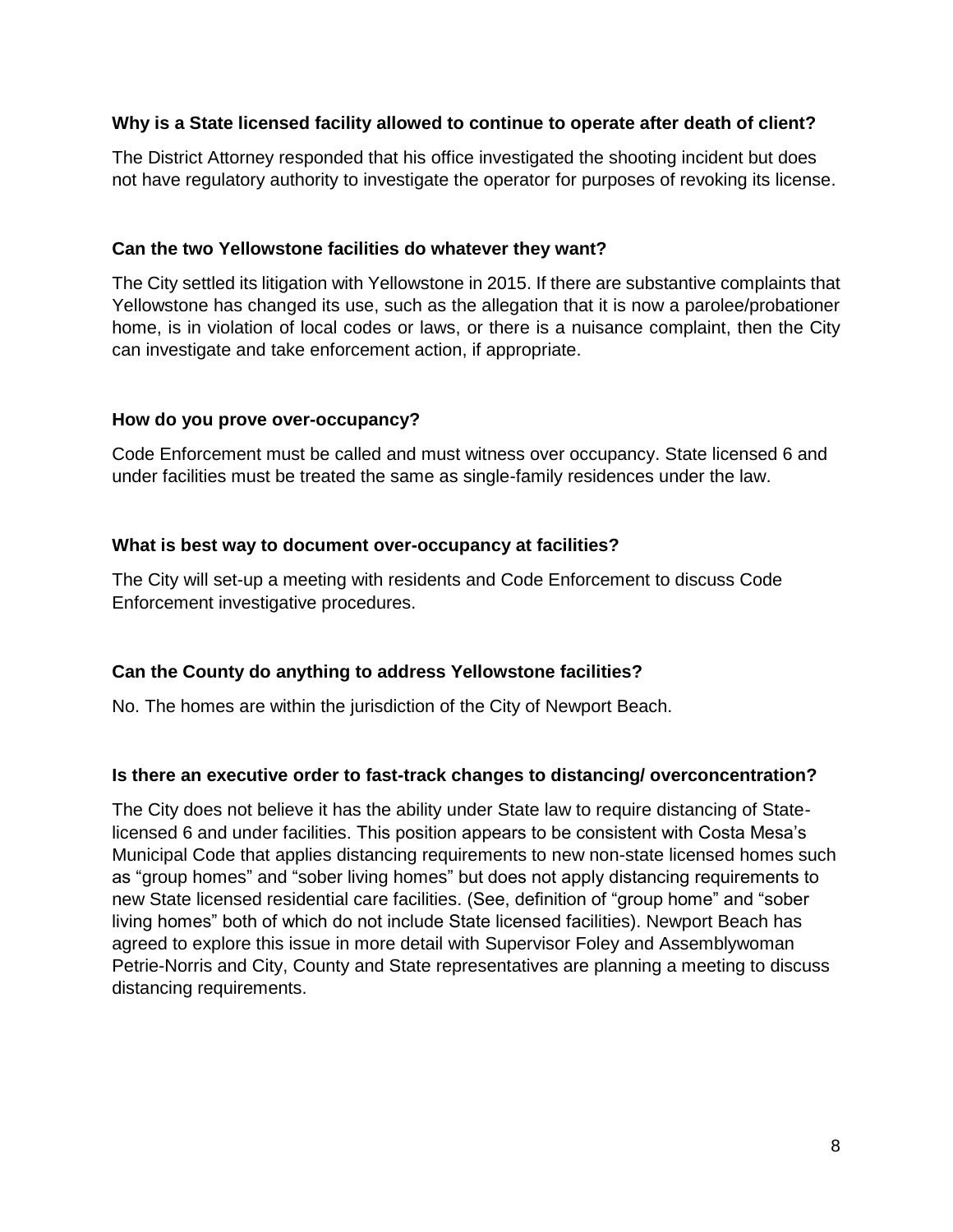**Why is a State licensed facility allowed to continue to operate after death of client?**

The District Attorney responded that his office investigated the shooting incident but does not have regulatory authority to investigate the operator for purposes of revoking its license.

**Can the two Yellowstone facilities do whatever they want?**

The City settled its litigation with Yellowstone in 2015. If there are substantive complaints that Yellowstone has changed its use, such as the allegation that it is now a parolee/probationer home, is in violation of local codes or laws, or there is a nuisance complaint, then the City can investigate and take enforcement action, if appropriate.

**How do you prove over-occupancy?**

Code Enforcement must be called and must witness over occupancy. State licensed 6 and under facilities must be treated the same as single-family residences under the law.

**What is best way to document over-occupancy at facilities?**

The City will set-up a meeting with residents and Code Enforcement to discuss Code Enforcement investigative procedures.

**Can the County do anything to address Yellowstone facilities?**

No. The homes are within the jurisdiction of the City of Newport Beach.

**Is there an executive order to fast-track changes to distancing/ overconcentration?**

The City does not believe it has the ability under State law to require distancing of State-licensed 6 and under facilities. This position appears to be consistent with Costa Mesa's Municipal Code that applies distancing requirements to new non-state licensed homes such as "group homes" and "sober living homes" but does not apply distancing requirements to new State licensed residential care facilities. (See, definition of "group home" and "sober living homes" both of which do not include State licensed facilities). Newport Beach has agreed to explore this issue in more detail with Supervisor Foley and Assemblywoman Petrie-Norris and City, County and State representatives are planning a meeting to discuss distancing requirements.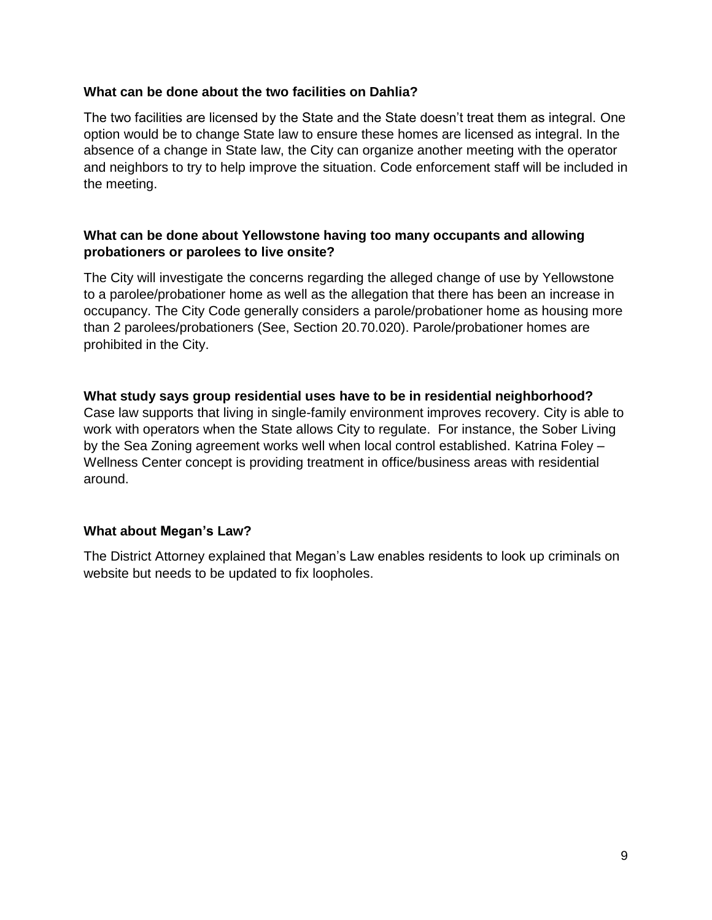**What can be done about the two facilities on Dahlia?**

The two facilities are licensed by the State and the State doesn't treat them as integral. One option would be to change State law to ensure these homes are licensed as integral. In the absence of a change in State law, the City can organize another meeting with the operator and neighbors to try to help improve the situation. Code enforcement staff will be included in the meeting.

**What can be done about Yellowstone having too many occupants and allowing probationers or parolees to live onsite?**

The City will investigate the concerns regarding the alleged change of use by Yellowstone to a parolee/probationer home as well as the allegation that there has been an increase in occupancy. The City Code generally considers a parole/probationer home as housing more than 2 parolees/probationers (See, Section 20.70.020). Parole/probationer homes are prohibited in the City.

**What study says group residential uses have to be in residential neighborhood?**

Case law supports that living in single-family environment improves recovery. City is able to work with operators when the State allows City to regulate. For instance, the Sober Living by the Sea Zoning agreement works well when local control established. Katrina Foley – Wellness Center concept is providing treatment in office/business areas with residential around.

**What about Megan's Law?**

The District Attorney explained that Megan's Law enables residents to look up criminals on website but needs to be updated to fix loopholes.